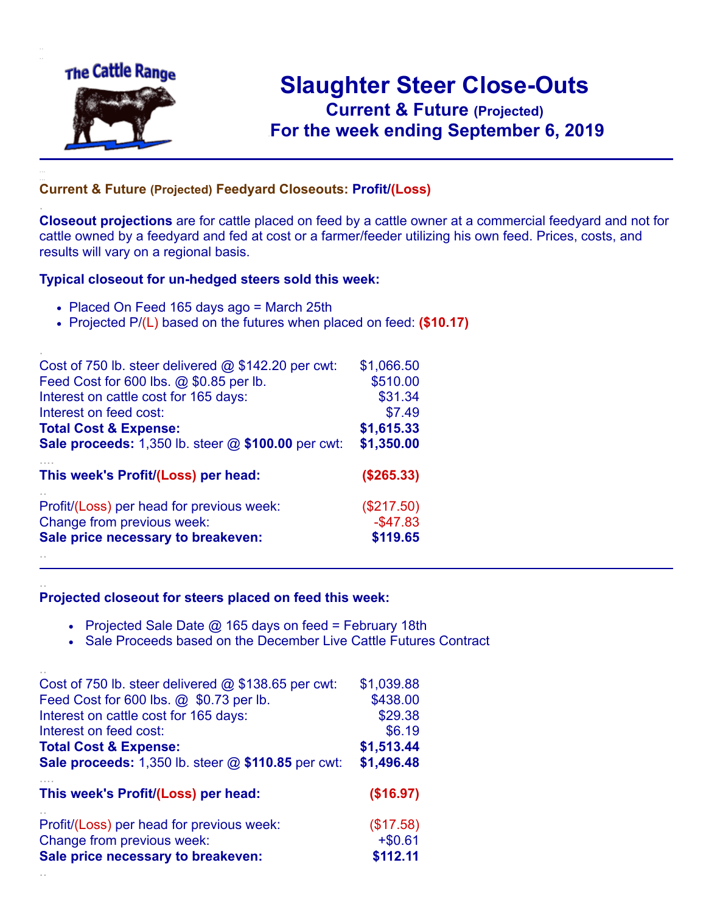The Cattle Range

# Slaughter Steer Close-Outs

## Current & Future (Projected)

## For the week ending September 6, 2019

### Current & Future (Projected) Feedyard Closeouts: Profit/(Loss)

**Closeout projections** are for cattle placed on feed by a cattle owner at a commercial feedyard and not for cattle owned by a feedyard and fed at cost or a farmer/feeder utilizing his own feed. Prices, costs, and results will vary on a regional basis.

### Typical closeout for un-hedged steers sold this week:

- Placed On Feed 165 days ago = March 25th
- Projected P/(L) based on the futures when placed on feed: **($10.17)**

| | |
|---|---|
| Cost of 750 lb. steer delivered @ $142.20 per cwt: | $1,066.50 |
| Feed Cost for 600 lbs. @ $0.85 per lb. | $510.00 |
| Interest on cattle cost for 165 days: | $31.34 |
| Interest on feed cost: | $7.49 |
| **Total Cost & Expense:** | **$1,615.33** |
| **Sale proceeds:** 1,350 lb. steer @ **$100.00** per cwt: | **$1,350.00** |
| **This week's Profit/(Loss) per head:** | **($265.33)** |
| Profit/(Loss) per head for previous week: | ($217.50) |
| Change from previous week: | -$47.83 |
| **Sale price necessary to breakeven:** | **$119.65** |

### Projected closeout for steers placed on feed this week:

- Projected Sale Date @ 165 days on feed = February 18th
- Sale Proceeds based on the December Live Cattle Futures Contract

| | |
|---|---|
| Cost of 750 lb. steer delivered @ $138.65 per cwt: | $1,039.88 |
| Feed Cost for 600 lbs. @ $0.73 per lb. | $438.00 |
| Interest on cattle cost for 165 days: | $29.38 |
| Interest on feed cost: | $6.19 |
| **Total Cost & Expense:** | **$1,513.44** |
| **Sale proceeds:** 1,350 lb. steer @ **$110.85** per cwt: | **$1,496.48** |
| **This week's Profit/(Loss) per head:** | **($16.97)** |
| Profit/(Loss) per head for previous week: | ($17.58) |
| Change from previous week: | +$0.61 |
| **Sale price necessary to breakeven:** | **$112.11** |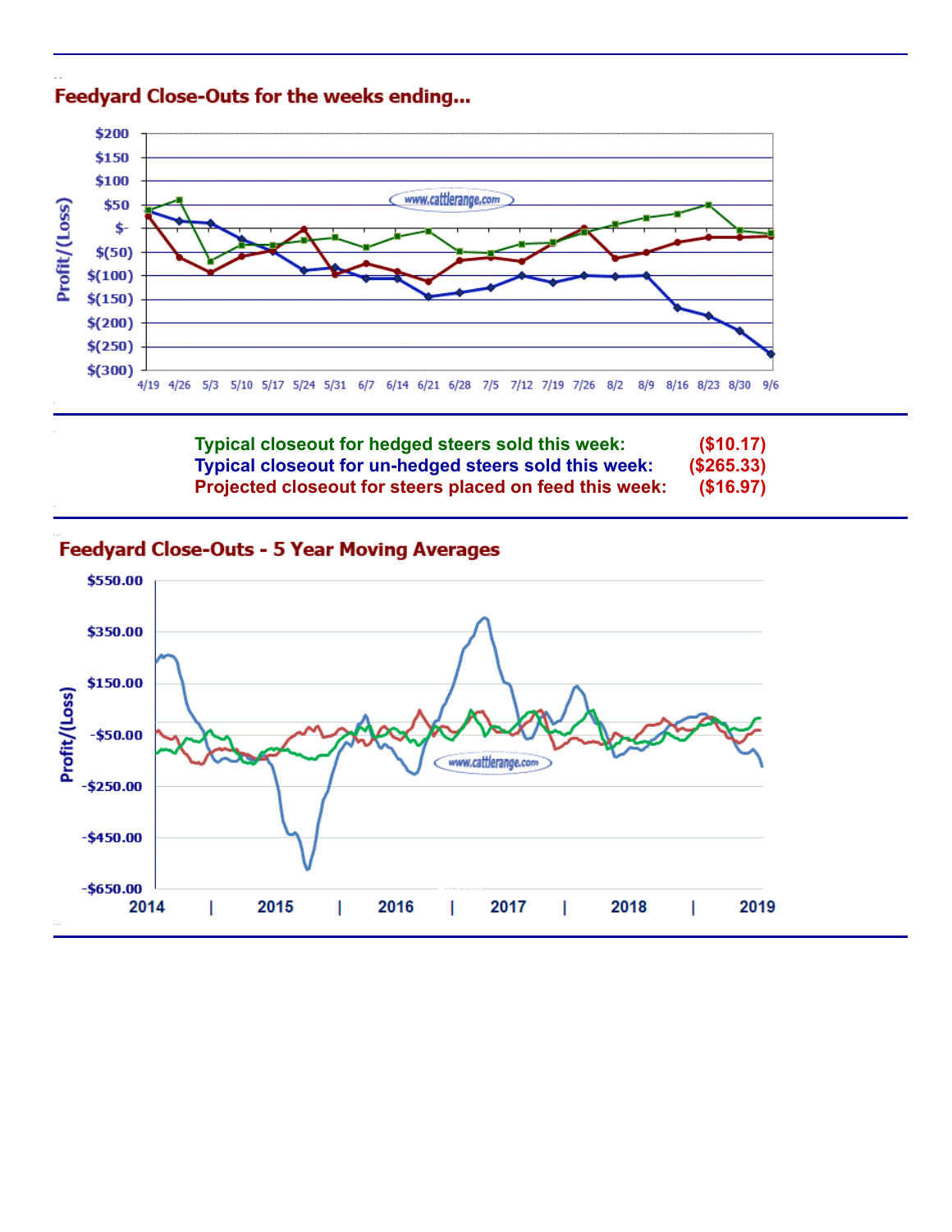## Feedyard Close-Outs for the weeks ending...

Profit/(Loss)

$200
$150
$100
$50
$-
$(50)
$(100)
$(150)
$(200)
$(250)
$(300)

4/19 4/26 5/3 5/10 5/17 5/24 5/31 6/7 6/14 6/21 6/28 7/5 7/12 7/19 7/26 8/2 8/9 8/16 8/23 8/30 9/6

www.cattlerange.com

| | |
|---|---|
| Typical closeout for hedged steers sold this week: | ($10.17) |
| Typical closeout for un-hedged steers sold this week: | ($265.33) |
| Projected closeout for steers placed on feed this week: | ($16.97) |

## Feedyard Close-Outs - 5 Year Moving Averages

Profit/(Loss)

$550.00
$350.00
$150.00
-$50.00
-$250.00
-$450.00
-$650.00

2014 | 2015 | 2016 | 2017 | 2018 | 2019

www.cattlerange.com